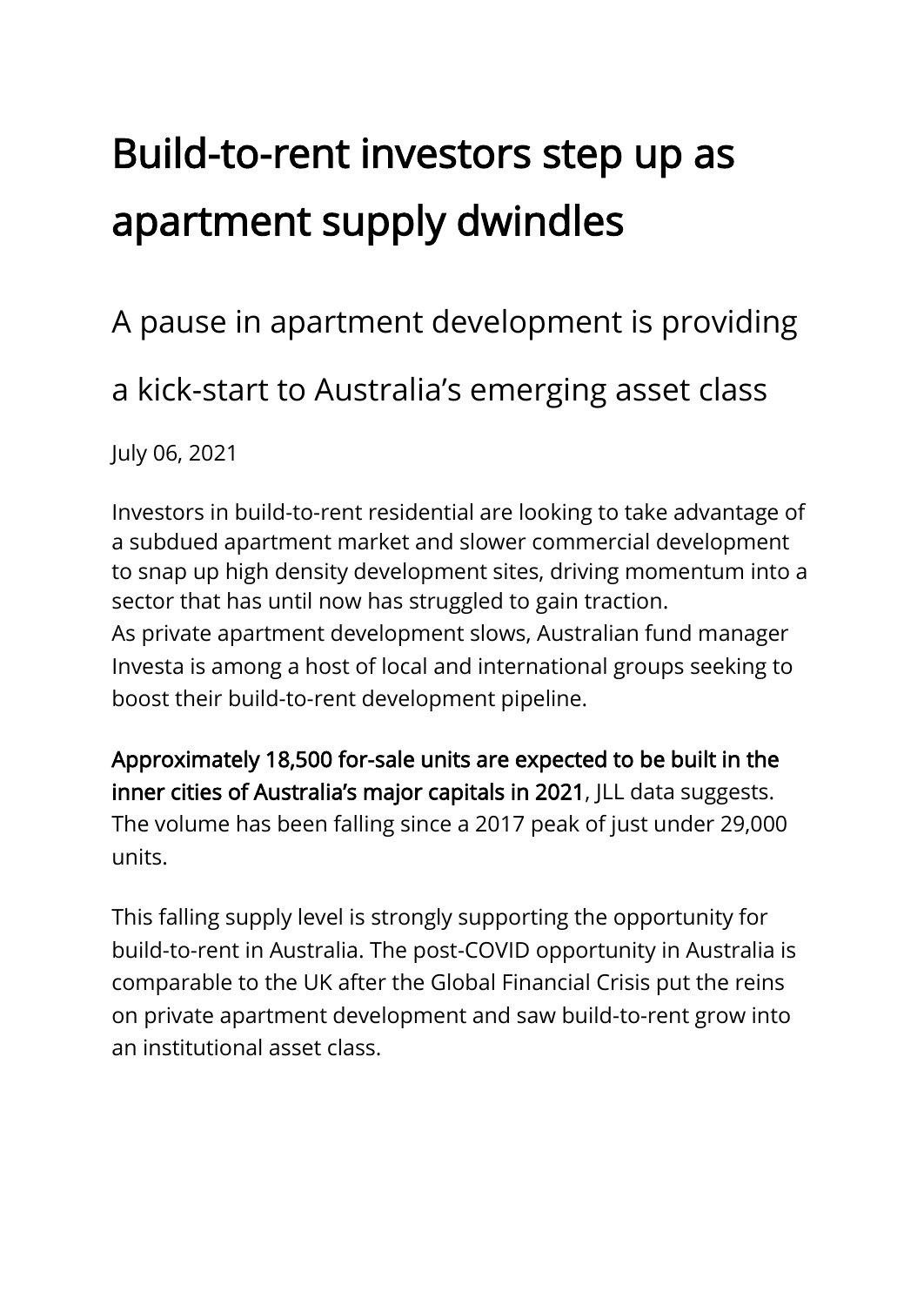# Build-to-rent investors step up as apartment supply dwindles

## A pause in apartment development is providing a kick-start to Australia's emerging asset class

July 06, 2021

Investors in build-to-rent residential are looking to take advantage of a subdued apartment market and slower commercial development to snap up high density development sites, driving momentum into a sector that has until now has struggled to gain traction.
As private apartment development slows, Australian fund manager Investa is among a host of local and international groups seeking to boost their build-to-rent development pipeline.

**Approximately 18,500 for-sale units are expected to be built in the inner cities of Australia's major capitals in 2021**, JLL data suggests. The volume has been falling since a 2017 peak of just under 29,000 units.

This falling supply level is strongly supporting the opportunity for build-to-rent in Australia. The post-COVID opportunity in Australia is comparable to the UK after the Global Financial Crisis put the reins on private apartment development and saw build-to-rent grow into an institutional asset class.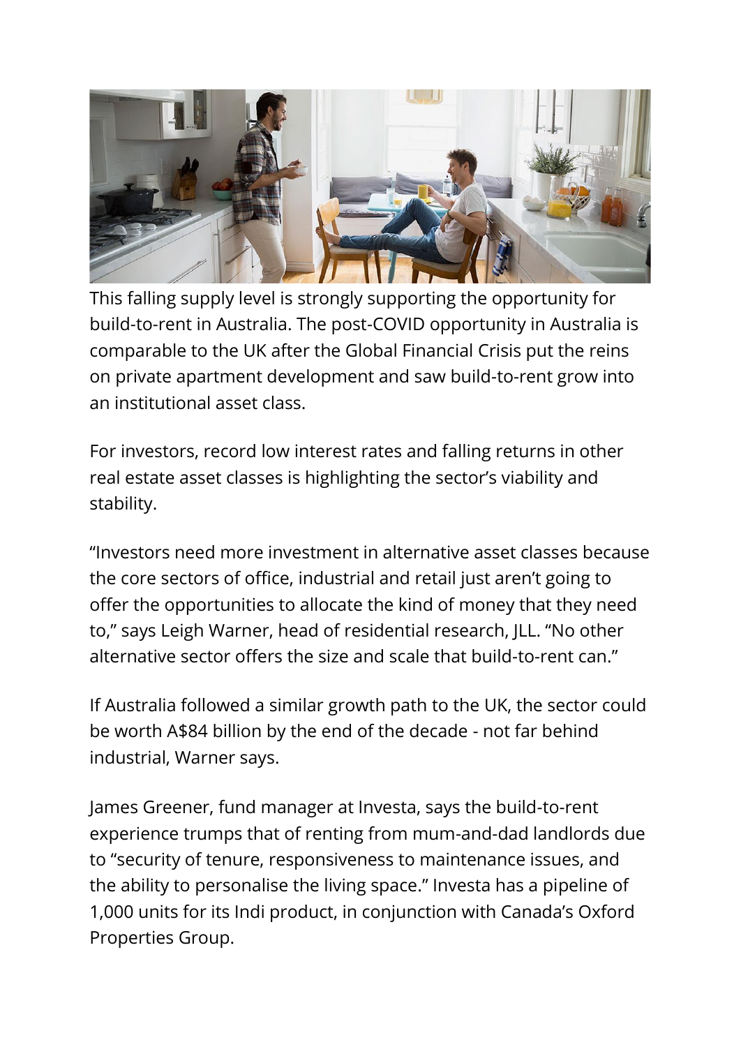This falling supply level is strongly supporting the opportunity for build-to-rent in Australia. The post-COVID opportunity in Australia is comparable to the UK after the Global Financial Crisis put the reins on private apartment development and saw build-to-rent grow into an institutional asset class.

For investors, record low interest rates and falling returns in other real estate asset classes is highlighting the sector's viability and stability.

"Investors need more investment in alternative asset classes because the core sectors of office, industrial and retail just aren't going to offer the opportunities to allocate the kind of money that they need to," says Leigh Warner, head of residential research, JLL. "No other alternative sector offers the size and scale that build-to-rent can."

If Australia followed a similar growth path to the UK, the sector could be worth A$84 billion by the end of the decade - not far behind industrial, Warner says.

James Greener, fund manager at Investa, says the build-to-rent experience trumps that of renting from mum-and-dad landlords due to "security of tenure, responsiveness to maintenance issues, and the ability to personalise the living space." Investa has a pipeline of 1,000 units for its Indi product, in conjunction with Canada's Oxford Properties Group.